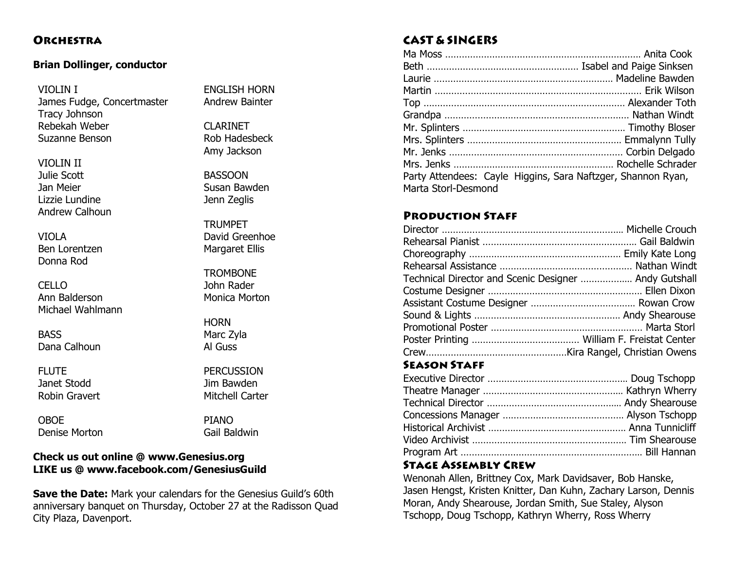## Orchestra

**Brian Dollinger, conductor**

VIOLIN I
James Fudge, Concertmaster
Tracy Johnson
Rebekah Weber
Suzanne Benson

VIOLIN II
Julie Scott
Jan Meier
Lizzie Lundine
Andrew Calhoun

VIOLA
Ben Lorentzen
Donna Rod

CELLO
Ann Balderson
Michael Wahlmann

BASS
Dana Calhoun

FLUTE
Janet Stodd
Robin Gravert

OBOE
Denise Morton

ENGLISH HORN
Andrew Bainter

CLARINET
Rob Hadesbeck
Amy Jackson

BASSOON
Susan Bawden
Jenn Zeglis

TRUMPET
David Greenhoe
Margaret Ellis

TROMBONE
John Rader
Monica Morton

HORN
Marc Zyla
Al Guss

PERCUSSION
Jim Bawden
Mitchell Carter

PIANO
Gail Baldwin

**Check us out online @ www.Genesius.org**
**LIKE us @ www.facebook.com/GenesiusGuild**

**Save the Date:** Mark your calendars for the Genesius Guild's 60th anniversary banquet on Thursday, October 27 at the Radisson Quad City Plaza, Davenport.

## CAST & SINGERS

Ma Moss ........................ Anita Cook
Beth ........................ Isabel and Paige Sinksen
Laurie ........................ Madeline Bawden
Martin ........................ Erik Wilson
Top ........................ Alexander Toth
Grandpa ........................ Nathan Windt
Mr. Splinters ........................ Timothy Bloser
Mrs. Splinters ........................ Emmalynn Tully
Mr. Jenks ........................ Corbin Delgado
Mrs. Jenks ........................ Rochelle Schrader
Party Attendees: Cayle Higgins, Sara Naftzger, Shannon Ryan, Marta Storl-Desmond

## Production Staff

Director ........................ Michelle Crouch
Rehearsal Pianist ........................ Gail Baldwin
Choreography ........................ Emily Kate Long
Rehearsal Assistance ........................ Nathan Windt
Technical Director and Scenic Designer ........................ Andy Gutshall
Costume Designer ........................ Ellen Dixon
Assistant Costume Designer ........................ Rowan Crow
Sound & Lights ........................ Andy Shearouse
Promotional Poster ........................ Marta Storl
Poster Printing ........................ William F. Freistat Center
Crew........................Kira Rangel, Christian Owens

## Season Staff

Executive Director ........................ Doug Tschopp
Theatre Manager ........................ Kathryn Wherry
Technical Director ........................ Andy Shearouse
Concessions Manager ........................ Alyson Tschopp
Historical Archivist ........................ Anna Tunnicliff
Video Archivist ........................ Tim Shearouse
Program Art ........................ Bill Hannan

## Stage Assembly Crew

Wenonah Allen, Brittney Cox, Mark Davidsaver, Bob Hanske, Jasen Hengst, Kristen Knitter, Dan Kuhn, Zachary Larson, Dennis Moran, Andy Shearouse, Jordan Smith, Sue Staley, Alyson Tschopp, Doug Tschopp, Kathryn Wherry, Ross Wherry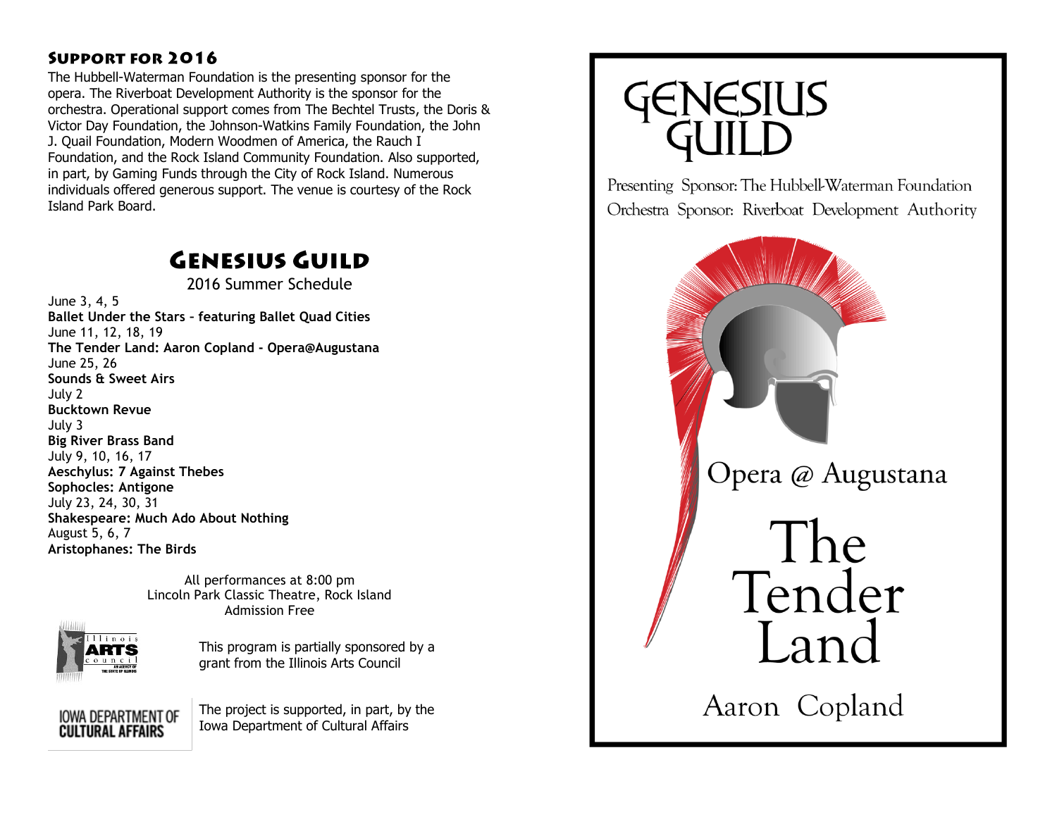## Support for 2016

The Hubbell-Waterman Foundation is the presenting sponsor for the opera. The Riverboat Development Authority is the sponsor for the orchestra. Operational support comes from The Bechtel Trusts, the Doris & Victor Day Foundation, the Johnson-Watkins Family Foundation, the John J. Quail Foundation, Modern Woodmen of America, the Rauch I Foundation, and the Rock Island Community Foundation. Also supported, in part, by Gaming Funds through the City of Rock Island. Numerous individuals offered generous support. The venue is courtesy of the Rock Island Park Board.

## Genesius Guild

2016 Summer Schedule

June 3, 4, 5
**Ballet Under the Stars – featuring Ballet Quad Cities**
June 11, 12, 18, 19
**The Tender Land: Aaron Copland - Opera@Augustana**
June 25, 26
**Sounds & Sweet Airs**
July 2
**Bucktown Revue**
July 3
**Big River Brass Band**
July 9, 10, 16, 17
**Aeschylus: 7 Against Thebes**
**Sophocles: Antigone**
July 23, 24, 30, 31
**Shakespeare: Much Ado About Nothing**
August 5, 6, 7
**Aristophanes: The Birds**

All performances at 8:00 pm
Lincoln Park Classic Theatre, Rock Island
Admission Free

Illinois ARTS council — AN AGENCY OF THE STATE OF ILLINOIS

This program is partially sponsored by a grant from the Illinois Arts Council

IOWA DEPARTMENT OF CULTURAL AFFAIRS

The project is supported, in part, by the Iowa Department of Cultural Affairs

# Genesius Guild

Presenting Sponsor: The Hubbell-Waterman Foundation
Orchestra Sponsor: Riverboat Development Authority

Opera @ Augustana

# The Tender Land

Aaron Copland